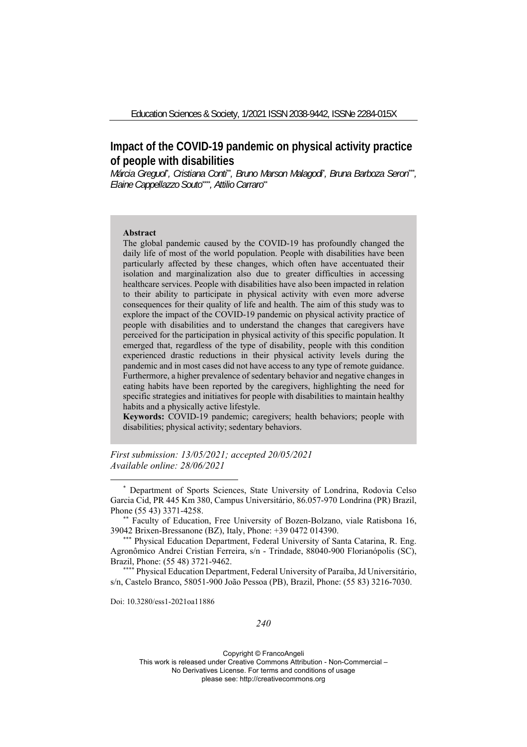# Impact of the COVID-19 pandemic on physical activity practice of people with disabilities

*Márcia Greguol[*], Cristiana Conti[**], Bruno Marson Malagodi[*], Bruna Barboza Seron[***], Elaine Cappellazzo Souto[****], Attilio Carraro[**]*

**Abstract**

The global pandemic caused by the COVID-19 has profoundly changed the daily life of most of the world population. People with disabilities have been particularly affected by these changes, which often have accentuated their isolation and marginalization also due to greater difficulties in accessing healthcare services. People with disabilities have also been impacted in relation to their ability to participate in physical activity with even more adverse consequences for their quality of life and health. The aim of this study was to explore the impact of the COVID-19 pandemic on physical activity practice of people with disabilities and to understand the changes that caregivers have perceived for the participation in physical activity of this specific population. It emerged that, regardless of the type of disability, people with this condition experienced drastic reductions in their physical activity levels during the pandemic and in most cases did not have access to any type of remote guidance. Furthermore, a higher prevalence of sedentary behavior and negative changes in eating habits have been reported by the caregivers, highlighting the need for specific strategies and initiatives for people with disabilities to maintain healthy habits and a physically active lifestyle.

**Keywords:** COVID-19 pandemic; caregivers; health behaviors; people with disabilities; physical activity; sedentary behaviors.

*First submission: 13/05/2021; accepted 20/05/2021*
*Available online: 28/06/2021*

[*] Department of Sports Sciences, State University of Londrina, Rodovia Celso Garcia Cid, PR 445 Km 380, Campus Universitário, 86.057-970 Londrina (PR) Brazil, Phone (55 43) 3371-4258.

[**] Faculty of Education, Free University of Bozen-Bolzano, viale Ratisbona 16, 39042 Brixen-Bressanone (BZ), Italy, Phone: +39 0472 014390.

[***] Physical Education Department, Federal University of Santa Catarina, R. Eng. Agronômico Andrei Cristian Ferreira, s/n - Trindade, 88040-900 Florianópolis (SC), Brazil, Phone: (55 48) 3721-9462.

[****] Physical Education Department, Federal University of Paraíba, Jd Universitário, s/n, Castelo Branco, 58051-900 João Pessoa (PB), Brazil, Phone: (55 83) 3216-7030.

Doi: 10.3280/ess1-2021oa11886

Copyright © FrancoAngeli
This work is released under Creative Commons Attribution - Non-Commercial – No Derivatives License. For terms and conditions of usage please see: http://creativecommons.org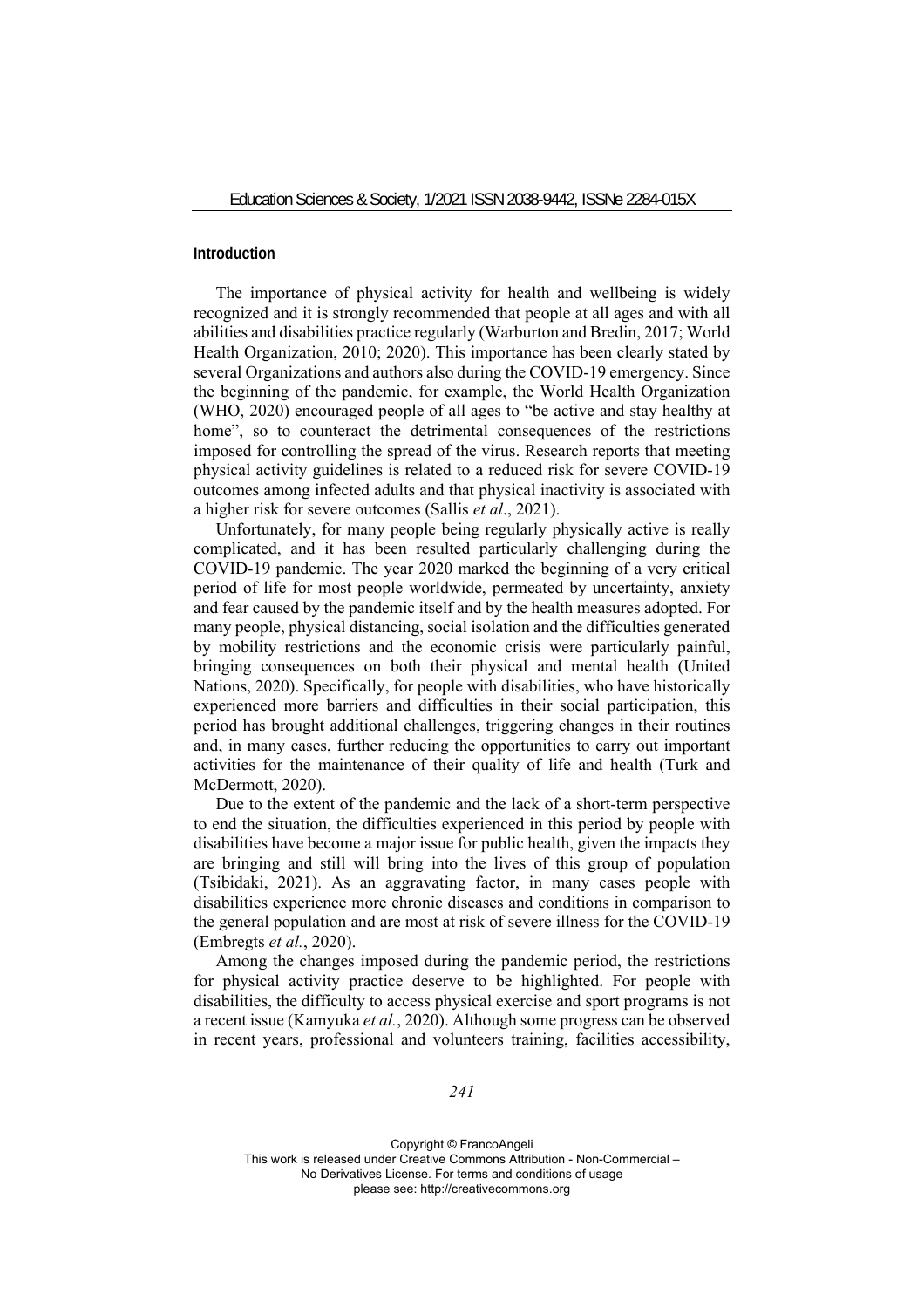## Introduction

The importance of physical activity for health and wellbeing is widely recognized and it is strongly recommended that people at all ages and with all abilities and disabilities practice regularly (Warburton and Bredin, 2017; World Health Organization, 2010; 2020). This importance has been clearly stated by several Organizations and authors also during the COVID-19 emergency. Since the beginning of the pandemic, for example, the World Health Organization (WHO, 2020) encouraged people of all ages to "be active and stay healthy at home", so to counteract the detrimental consequences of the restrictions imposed for controlling the spread of the virus. Research reports that meeting physical activity guidelines is related to a reduced risk for severe COVID-19 outcomes among infected adults and that physical inactivity is associated with a higher risk for severe outcomes (Sallis *et al*., 2021).

Unfortunately, for many people being regularly physically active is really complicated, and it has been resulted particularly challenging during the COVID-19 pandemic. The year 2020 marked the beginning of a very critical period of life for most people worldwide, permeated by uncertainty, anxiety and fear caused by the pandemic itself and by the health measures adopted. For many people, physical distancing, social isolation and the difficulties generated by mobility restrictions and the economic crisis were particularly painful, bringing consequences on both their physical and mental health (United Nations, 2020). Specifically, for people with disabilities, who have historically experienced more barriers and difficulties in their social participation, this period has brought additional challenges, triggering changes in their routines and, in many cases, further reducing the opportunities to carry out important activities for the maintenance of their quality of life and health (Turk and McDermott, 2020).

Due to the extent of the pandemic and the lack of a short-term perspective to end the situation, the difficulties experienced in this period by people with disabilities have become a major issue for public health, given the impacts they are bringing and still will bring into the lives of this group of population (Tsibidaki, 2021). As an aggravating factor, in many cases people with disabilities experience more chronic diseases and conditions in comparison to the general population and are most at risk of severe illness for the COVID-19 (Embregts *et al.*, 2020).

Among the changes imposed during the pandemic period, the restrictions for physical activity practice deserve to be highlighted. For people with disabilities, the difficulty to access physical exercise and sport programs is not a recent issue (Kamyuka *et al.*, 2020). Although some progress can be observed in recent years, professional and volunteers training, facilities accessibility,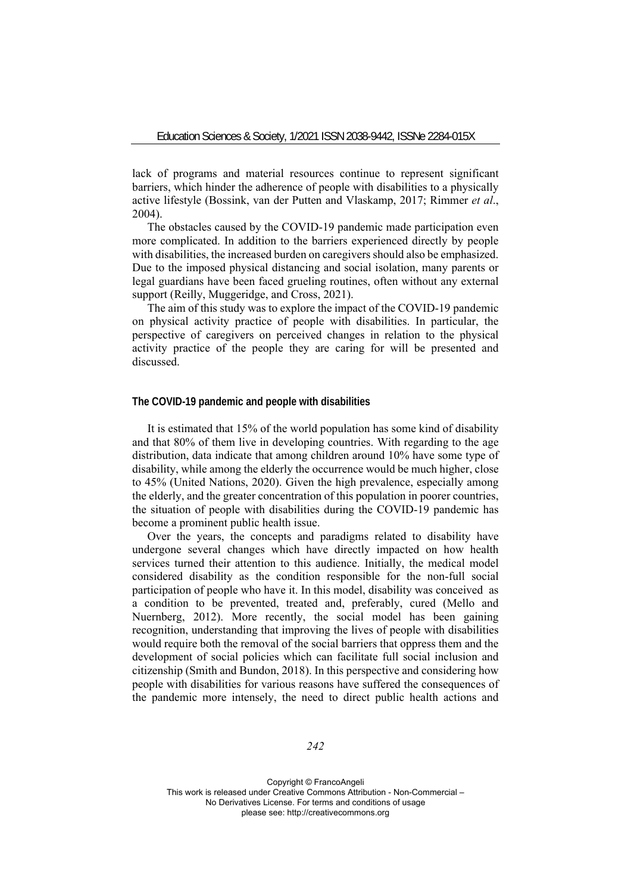lack of programs and material resources continue to represent significant barriers, which hinder the adherence of people with disabilities to a physically active lifestyle (Bossink, van der Putten and Vlaskamp, 2017; Rimmer *et al*., 2004).

The obstacles caused by the COVID-19 pandemic made participation even more complicated. In addition to the barriers experienced directly by people with disabilities, the increased burden on caregivers should also be emphasized. Due to the imposed physical distancing and social isolation, many parents or legal guardians have been faced grueling routines, often without any external support (Reilly, Muggeridge, and Cross, 2021).

The aim of this study was to explore the impact of the COVID-19 pandemic on physical activity practice of people with disabilities. In particular, the perspective of caregivers on perceived changes in relation to the physical activity practice of the people they are caring for will be presented and discussed.

## The COVID-19 pandemic and people with disabilities

It is estimated that 15% of the world population has some kind of disability and that 80% of them live in developing countries. With regarding to the age distribution, data indicate that among children around 10% have some type of disability, while among the elderly the occurrence would be much higher, close to 45% (United Nations, 2020). Given the high prevalence, especially among the elderly, and the greater concentration of this population in poorer countries, the situation of people with disabilities during the COVID-19 pandemic has become a prominent public health issue.

Over the years, the concepts and paradigms related to disability have undergone several changes which have directly impacted on how health services turned their attention to this audience. Initially, the medical model considered disability as the condition responsible for the non-full social participation of people who have it. In this model, disability was conceived as a condition to be prevented, treated and, preferably, cured (Mello and Nuernberg, 2012). More recently, the social model has been gaining recognition, understanding that improving the lives of people with disabilities would require both the removal of the social barriers that oppress them and the development of social policies which can facilitate full social inclusion and citizenship (Smith and Bundon, 2018). In this perspective and considering how people with disabilities for various reasons have suffered the consequences of the pandemic more intensely, the need to direct public health actions and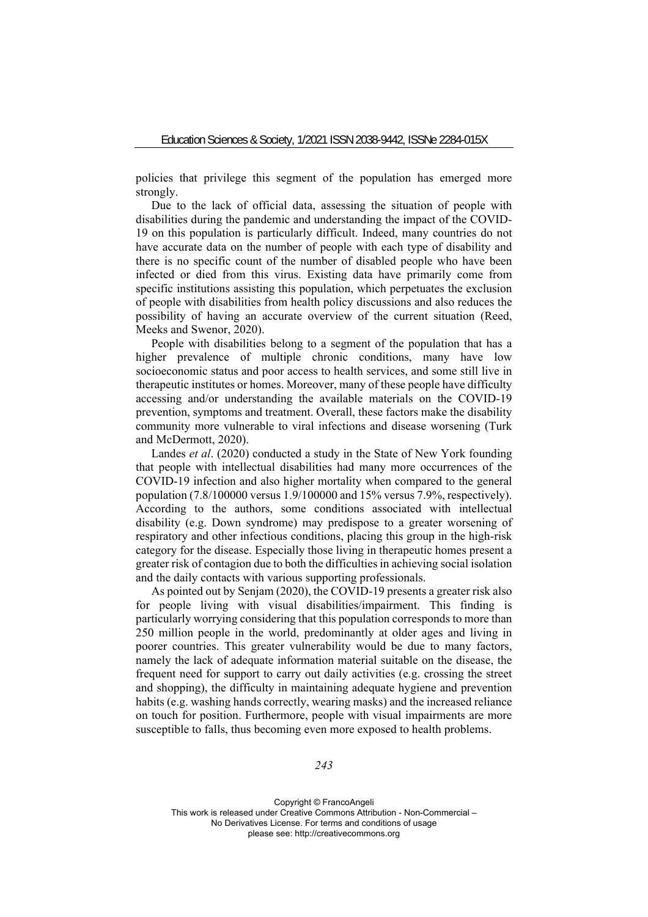policies that privilege this segment of the population has emerged more strongly.

Due to the lack of official data, assessing the situation of people with disabilities during the pandemic and understanding the impact of the COVID-19 on this population is particularly difficult. Indeed, many countries do not have accurate data on the number of people with each type of disability and there is no specific count of the number of disabled people who have been infected or died from this virus. Existing data have primarily come from specific institutions assisting this population, which perpetuates the exclusion of people with disabilities from health policy discussions and also reduces the possibility of having an accurate overview of the current situation (Reed, Meeks and Swenor, 2020).

People with disabilities belong to a segment of the population that has a higher prevalence of multiple chronic conditions, many have low socioeconomic status and poor access to health services, and some still live in therapeutic institutes or homes. Moreover, many of these people have difficulty accessing and/or understanding the available materials on the COVID-19 prevention, symptoms and treatment. Overall, these factors make the disability community more vulnerable to viral infections and disease worsening (Turk and McDermott, 2020).

Landes *et al*. (2020) conducted a study in the State of New York founding that people with intellectual disabilities had many more occurrences of the COVID-19 infection and also higher mortality when compared to the general population (7.8/100000 versus 1.9/100000 and 15% versus 7.9%, respectively). According to the authors, some conditions associated with intellectual disability (e.g. Down syndrome) may predispose to a greater worsening of respiratory and other infectious conditions, placing this group in the high-risk category for the disease. Especially those living in therapeutic homes present a greater risk of contagion due to both the difficulties in achieving social isolation and the daily contacts with various supporting professionals.

As pointed out by Senjam (2020), the COVID-19 presents a greater risk also for people living with visual disabilities/impairment. This finding is particularly worrying considering that this population corresponds to more than 250 million people in the world, predominantly at older ages and living in poorer countries. This greater vulnerability would be due to many factors, namely the lack of adequate information material suitable on the disease, the frequent need for support to carry out daily activities (e.g. crossing the street and shopping), the difficulty in maintaining adequate hygiene and prevention habits (e.g. washing hands correctly, wearing masks) and the increased reliance on touch for position. Furthermore, people with visual impairments are more susceptible to falls, thus becoming even more exposed to health problems.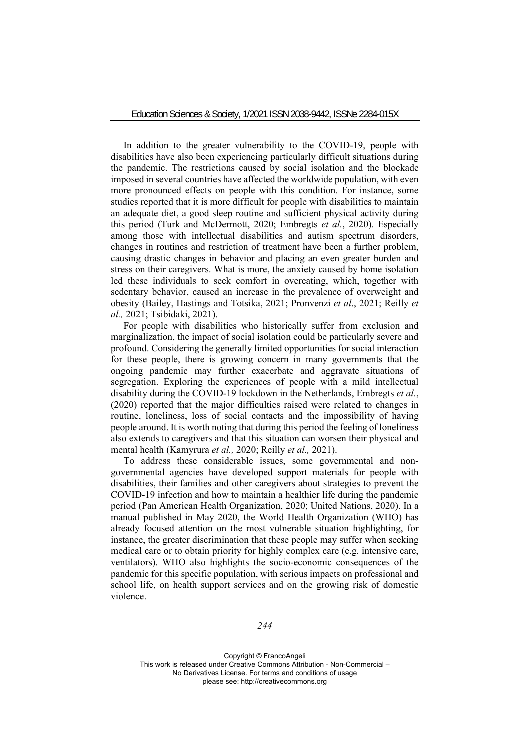In addition to the greater vulnerability to the COVID-19, people with disabilities have also been experiencing particularly difficult situations during the pandemic. The restrictions caused by social isolation and the blockade imposed in several countries have affected the worldwide population, with even more pronounced effects on people with this condition. For instance, some studies reported that it is more difficult for people with disabilities to maintain an adequate diet, a good sleep routine and sufficient physical activity during this period (Turk and McDermott, 2020; Embregts *et al.*, 2020). Especially among those with intellectual disabilities and autism spectrum disorders, changes in routines and restriction of treatment have been a further problem, causing drastic changes in behavior and placing an even greater burden and stress on their caregivers. What is more, the anxiety caused by home isolation led these individuals to seek comfort in overeating, which, together with sedentary behavior, caused an increase in the prevalence of overweight and obesity (Bailey, Hastings and Totsika, 2021; Pronvenzi *et al*., 2021; Reilly *et al.,* 2021; Tsibidaki, 2021).

For people with disabilities who historically suffer from exclusion and marginalization, the impact of social isolation could be particularly severe and profound. Considering the generally limited opportunities for social interaction for these people, there is growing concern in many governments that the ongoing pandemic may further exacerbate and aggravate situations of segregation. Exploring the experiences of people with a mild intellectual disability during the COVID-19 lockdown in the Netherlands, Embregts *et al.*, (2020) reported that the major difficulties raised were related to changes in routine, loneliness, loss of social contacts and the impossibility of having people around. It is worth noting that during this period the feeling of loneliness also extends to caregivers and that this situation can worsen their physical and mental health (Kamyrura *et al.,* 2020; Reilly *et al.,* 2021).

To address these considerable issues, some governmental and non-governmental agencies have developed support materials for people with disabilities, their families and other caregivers about strategies to prevent the COVID-19 infection and how to maintain a healthier life during the pandemic period (Pan American Health Organization, 2020; United Nations, 2020). In a manual published in May 2020, the World Health Organization (WHO) has already focused attention on the most vulnerable situation highlighting, for instance, the greater discrimination that these people may suffer when seeking medical care or to obtain priority for highly complex care (e.g. intensive care, ventilators). WHO also highlights the socio-economic consequences of the pandemic for this specific population, with serious impacts on professional and school life, on health support services and on the growing risk of domestic violence.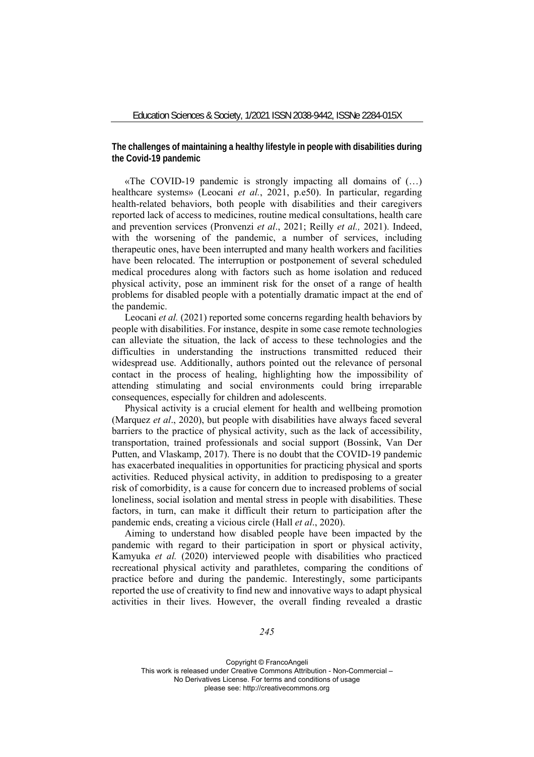**The challenges of maintaining a healthy lifestyle in people with disabilities during the Covid-19 pandemic**

«The COVID-19 pandemic is strongly impacting all domains of (…) healthcare systems» (Leocani *et al.*, 2021, p.e50). In particular, regarding health-related behaviors, both people with disabilities and their caregivers reported lack of access to medicines, routine medical consultations, health care and prevention services (Pronvenzi *et al*., 2021; Reilly *et al.,* 2021). Indeed, with the worsening of the pandemic, a number of services, including therapeutic ones, have been interrupted and many health workers and facilities have been relocated. The interruption or postponement of several scheduled medical procedures along with factors such as home isolation and reduced physical activity, pose an imminent risk for the onset of a range of health problems for disabled people with a potentially dramatic impact at the end of the pandemic.

Leocani *et al.* (2021) reported some concerns regarding health behaviors by people with disabilities. For instance, despite in some case remote technologies can alleviate the situation, the lack of access to these technologies and the difficulties in understanding the instructions transmitted reduced their widespread use. Additionally, authors pointed out the relevance of personal contact in the process of healing, highlighting how the impossibility of attending stimulating and social environments could bring irreparable consequences, especially for children and adolescents.

Physical activity is a crucial element for health and wellbeing promotion (Marquez *et al*., 2020), but people with disabilities have always faced several barriers to the practice of physical activity, such as the lack of accessibility, transportation, trained professionals and social support (Bossink, Van Der Putten, and Vlaskamp, 2017). There is no doubt that the COVID-19 pandemic has exacerbated inequalities in opportunities for practicing physical and sports activities. Reduced physical activity, in addition to predisposing to a greater risk of comorbidity, is a cause for concern due to increased problems of social loneliness, social isolation and mental stress in people with disabilities. These factors, in turn, can make it difficult their return to participation after the pandemic ends, creating a vicious circle (Hall *et al*., 2020).

Aiming to understand how disabled people have been impacted by the pandemic with regard to their participation in sport or physical activity, Kamyuka *et al.* (2020) interviewed people with disabilities who practiced recreational physical activity and parathletes, comparing the conditions of practice before and during the pandemic. Interestingly, some participants reported the use of creativity to find new and innovative ways to adapt physical activities in their lives. However, the overall finding revealed a drastic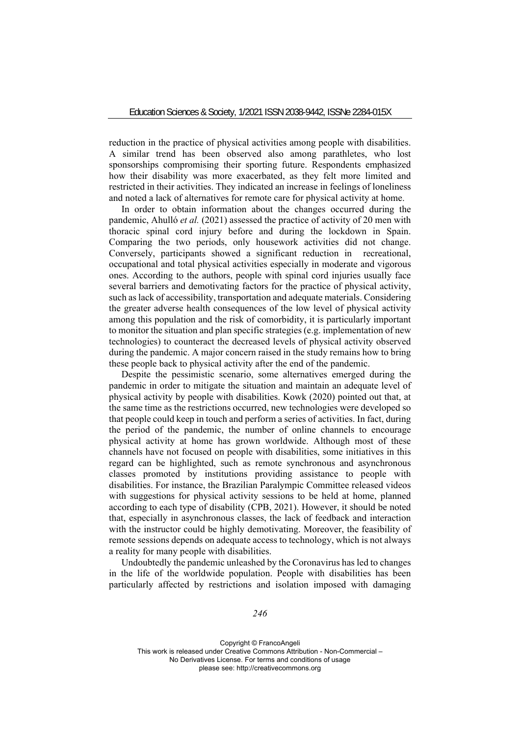reduction in the practice of physical activities among people with disabilities. A similar trend has been observed also among parathletes, who lost sponsorships compromising their sporting future. Respondents emphasized how their disability was more exacerbated, as they felt more limited and restricted in their activities. They indicated an increase in feelings of loneliness and noted a lack of alternatives for remote care for physical activity at home.

In order to obtain information about the changes occurred during the pandemic, Ahulló *et al.* (2021) assessed the practice of activity of 20 men with thoracic spinal cord injury before and during the lockdown in Spain. Comparing the two periods, only housework activities did not change. Conversely, participants showed a significant reduction in recreational, occupational and total physical activities especially in moderate and vigorous ones. According to the authors, people with spinal cord injuries usually face several barriers and demotivating factors for the practice of physical activity, such as lack of accessibility, transportation and adequate materials. Considering the greater adverse health consequences of the low level of physical activity among this population and the risk of comorbidity, it is particularly important to monitor the situation and plan specific strategies (e.g. implementation of new technologies) to counteract the decreased levels of physical activity observed during the pandemic. A major concern raised in the study remains how to bring these people back to physical activity after the end of the pandemic.

Despite the pessimistic scenario, some alternatives emerged during the pandemic in order to mitigate the situation and maintain an adequate level of physical activity by people with disabilities. Kowk (2020) pointed out that, at the same time as the restrictions occurred, new technologies were developed so that people could keep in touch and perform a series of activities. In fact, during the period of the pandemic, the number of online channels to encourage physical activity at home has grown worldwide. Although most of these channels have not focused on people with disabilities, some initiatives in this regard can be highlighted, such as remote synchronous and asynchronous classes promoted by institutions providing assistance to people with disabilities. For instance, the Brazilian Paralympic Committee released videos with suggestions for physical activity sessions to be held at home, planned according to each type of disability (CPB, 2021). However, it should be noted that, especially in asynchronous classes, the lack of feedback and interaction with the instructor could be highly demotivating. Moreover, the feasibility of remote sessions depends on adequate access to technology, which is not always a reality for many people with disabilities.

Undoubtedly the pandemic unleashed by the Coronavirus has led to changes in the life of the worldwide population. People with disabilities has been particularly affected by restrictions and isolation imposed with damaging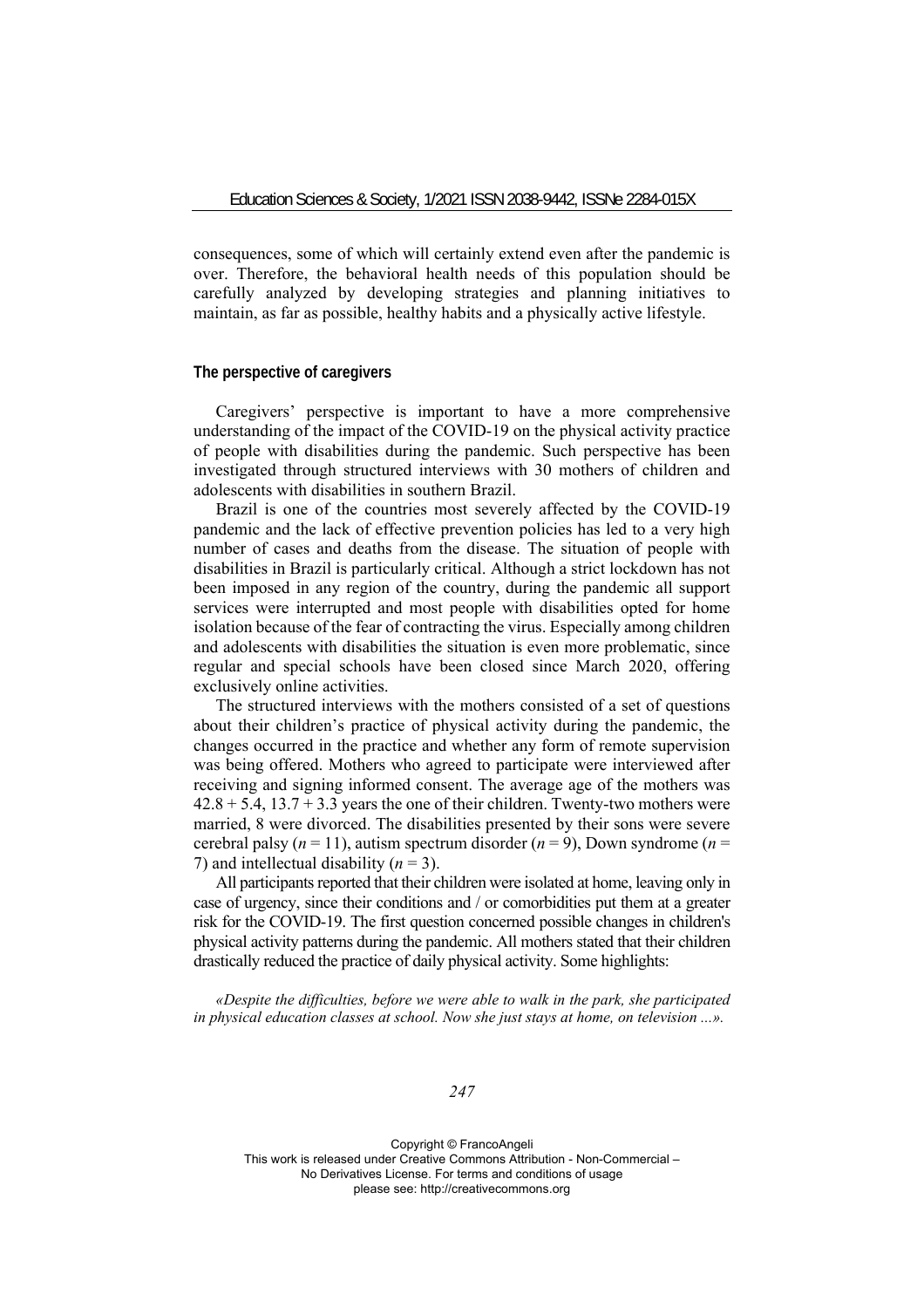consequences, some of which will certainly extend even after the pandemic is over. Therefore, the behavioral health needs of this population should be carefully analyzed by developing strategies and planning initiatives to maintain, as far as possible, healthy habits and a physically active lifestyle.

### The perspective of caregivers

Caregivers' perspective is important to have a more comprehensive understanding of the impact of the COVID-19 on the physical activity practice of people with disabilities during the pandemic. Such perspective has been investigated through structured interviews with 30 mothers of children and adolescents with disabilities in southern Brazil.

Brazil is one of the countries most severely affected by the COVID-19 pandemic and the lack of effective prevention policies has led to a very high number of cases and deaths from the disease. The situation of people with disabilities in Brazil is particularly critical. Although a strict lockdown has not been imposed in any region of the country, during the pandemic all support services were interrupted and most people with disabilities opted for home isolation because of the fear of contracting the virus. Especially among children and adolescents with disabilities the situation is even more problematic, since regular and special schools have been closed since March 2020, offering exclusively online activities.

The structured interviews with the mothers consisted of a set of questions about their children's practice of physical activity during the pandemic, the changes occurred in the practice and whether any form of remote supervision was being offered. Mothers who agreed to participate were interviewed after receiving and signing informed consent. The average age of the mothers was $42.8 + 5.4$, $13.7 + 3.3$ years the one of their children. Twenty-two mothers were married, 8 were divorced. The disabilities presented by their sons were severe cerebral palsy ($n = 11$), autism spectrum disorder ($n = 9$), Down syndrome ($n = 7$) and intellectual disability ($n = 3$).

All participants reported that their children were isolated at home, leaving only in case of urgency, since their conditions and / or comorbidities put them at a greater risk for the COVID-19. The first question concerned possible changes in children's physical activity patterns during the pandemic. All mothers stated that their children drastically reduced the practice of daily physical activity. Some highlights:

*«Despite the difficulties, before we were able to walk in the park, she participated in physical education classes at school. Now she just stays at home, on television ...».*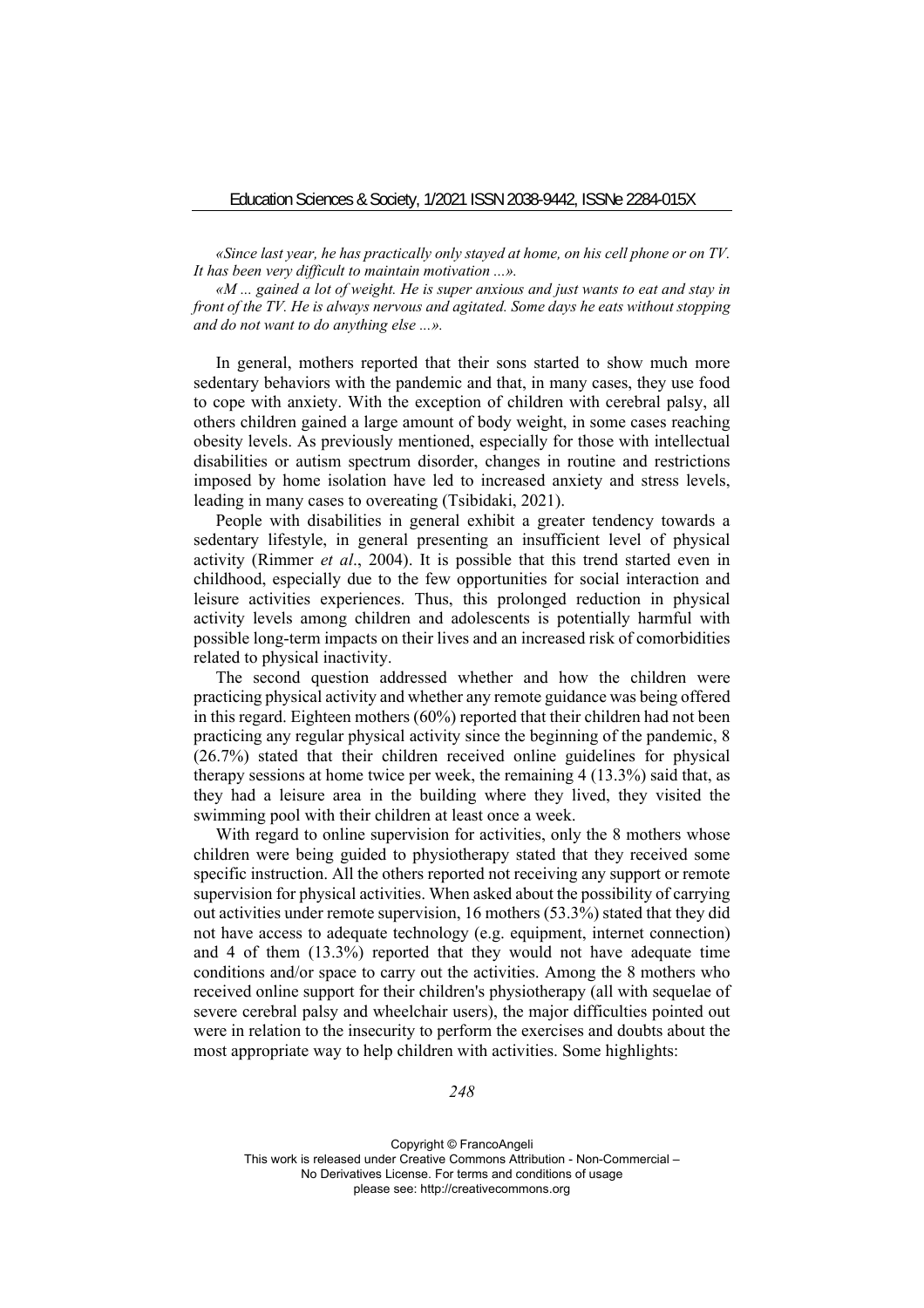*«Since last year, he has practically only stayed at home, on his cell phone or on TV. It has been very difficult to maintain motivation ...».*

*«M ... gained a lot of weight. He is super anxious and just wants to eat and stay in front of the TV. He is always nervous and agitated. Some days he eats without stopping and do not want to do anything else ...».*

In general, mothers reported that their sons started to show much more sedentary behaviors with the pandemic and that, in many cases, they use food to cope with anxiety. With the exception of children with cerebral palsy, all others children gained a large amount of body weight, in some cases reaching obesity levels. As previously mentioned, especially for those with intellectual disabilities or autism spectrum disorder, changes in routine and restrictions imposed by home isolation have led to increased anxiety and stress levels, leading in many cases to overeating (Tsibidaki, 2021).

People with disabilities in general exhibit a greater tendency towards a sedentary lifestyle, in general presenting an insufficient level of physical activity (Rimmer *et al*., 2004). It is possible that this trend started even in childhood, especially due to the few opportunities for social interaction and leisure activities experiences. Thus, this prolonged reduction in physical activity levels among children and adolescents is potentially harmful with possible long-term impacts on their lives and an increased risk of comorbidities related to physical inactivity.

The second question addressed whether and how the children were practicing physical activity and whether any remote guidance was being offered in this regard. Eighteen mothers (60%) reported that their children had not been practicing any regular physical activity since the beginning of the pandemic, 8 (26.7%) stated that their children received online guidelines for physical therapy sessions at home twice per week, the remaining 4 (13.3%) said that, as they had a leisure area in the building where they lived, they visited the swimming pool with their children at least once a week.

With regard to online supervision for activities, only the 8 mothers whose children were being guided to physiotherapy stated that they received some specific instruction. All the others reported not receiving any support or remote supervision for physical activities. When asked about the possibility of carrying out activities under remote supervision, 16 mothers (53.3%) stated that they did not have access to adequate technology (e.g. equipment, internet connection) and 4 of them (13.3%) reported that they would not have adequate time conditions and/or space to carry out the activities. Among the 8 mothers who received online support for their children's physiotherapy (all with sequelae of severe cerebral palsy and wheelchair users), the major difficulties pointed out were in relation to the insecurity to perform the exercises and doubts about the most appropriate way to help children with activities. Some highlights: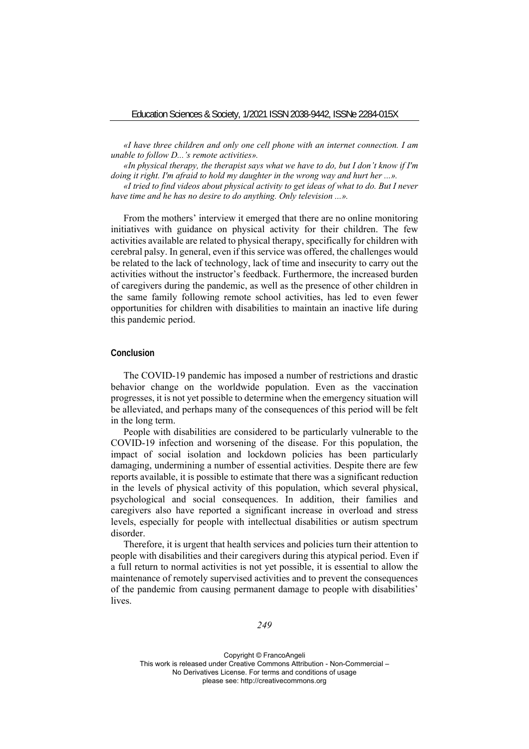*«I have three children and only one cell phone with an internet connection. I am unable to follow D...'s remote activities».*

*«In physical therapy, the therapist says what we have to do, but I don't know if I'm doing it right. I'm afraid to hold my daughter in the wrong way and hurt her ...».*

*«I tried to find videos about physical activity to get ideas of what to do. But I never have time and he has no desire to do anything. Only television ...».*

From the mothers' interview it emerged that there are no online monitoring initiatives with guidance on physical activity for their children. The few activities available are related to physical therapy, specifically for children with cerebral palsy. In general, even if this service was offered, the challenges would be related to the lack of technology, lack of time and insecurity to carry out the activities without the instructor's feedback. Furthermore, the increased burden of caregivers during the pandemic, as well as the presence of other children in the same family following remote school activities, has led to even fewer opportunities for children with disabilities to maintain an inactive life during this pandemic period.

## Conclusion

The COVID-19 pandemic has imposed a number of restrictions and drastic behavior change on the worldwide population. Even as the vaccination progresses, it is not yet possible to determine when the emergency situation will be alleviated, and perhaps many of the consequences of this period will be felt in the long term.

People with disabilities are considered to be particularly vulnerable to the COVID-19 infection and worsening of the disease. For this population, the impact of social isolation and lockdown policies has been particularly damaging, undermining a number of essential activities. Despite there are few reports available, it is possible to estimate that there was a significant reduction in the levels of physical activity of this population, which several physical, psychological and social consequences. In addition, their families and caregivers also have reported a significant increase in overload and stress levels, especially for people with intellectual disabilities or autism spectrum disorder.

Therefore, it is urgent that health services and policies turn their attention to people with disabilities and their caregivers during this atypical period. Even if a full return to normal activities is not yet possible, it is essential to allow the maintenance of remotely supervised activities and to prevent the consequences of the pandemic from causing permanent damage to people with disabilities' lives.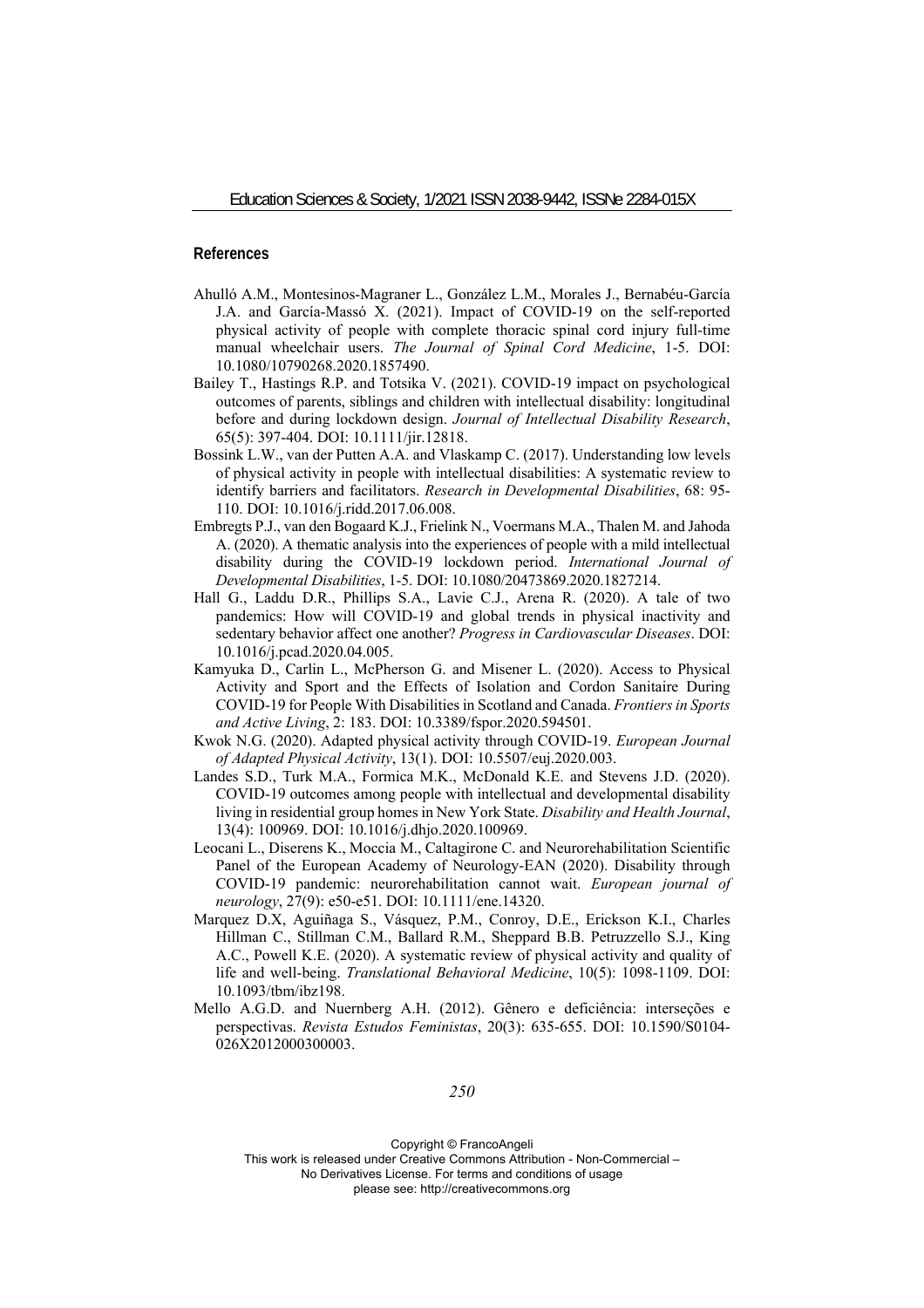## References

Ahulló A.M., Montesinos-Magraner L., González L.M., Morales J., Bernabéu-García J.A. and García-Massó X. (2021). Impact of COVID-19 on the self-reported physical activity of people with complete thoracic spinal cord injury full-time manual wheelchair users. *The Journal of Spinal Cord Medicine*, 1-5. DOI: 10.1080/10790268.2020.1857490.

Bailey T., Hastings R.P. and Totsika V. (2021). COVID‐19 impact on psychological outcomes of parents, siblings and children with intellectual disability: longitudinal before and during lockdown design. *Journal of Intellectual Disability Research*, 65(5): 397-404. DOI: 10.1111/jir.12818.

Bossink L.W., van der Putten A.A. and Vlaskamp C. (2017). Understanding low levels of physical activity in people with intellectual disabilities: A systematic review to identify barriers and facilitators. *Research in Developmental Disabilities*, 68: 95-110. DOI: 10.1016/j.ridd.2017.06.008.

Embregts P.J., van den Bogaard K.J., Frielink N., Voermans M.A., Thalen M. and Jahoda A. (2020). A thematic analysis into the experiences of people with a mild intellectual disability during the COVID-19 lockdown period. *International Journal of Developmental Disabilities*, 1-5. DOI: 10.1080/20473869.2020.1827214.

Hall G., Laddu D.R., Phillips S.A., Lavie C.J., Arena R. (2020). A tale of two pandemics: How will COVID-19 and global trends in physical inactivity and sedentary behavior affect one another? *Progress in Cardiovascular Diseases*. DOI: 10.1016/j.pcad.2020.04.005.

Kamyuka D., Carlin L., McPherson G. and Misener L. (2020). Access to Physical Activity and Sport and the Effects of Isolation and Cordon Sanitaire During COVID-19 for People With Disabilities in Scotland and Canada. *Frontiers in Sports and Active Living*, 2: 183. DOI: 10.3389/fspor.2020.594501.

Kwok N.G. (2020). Adapted physical activity through COVID-19. *European Journal of Adapted Physical Activity*, 13(1). DOI: 10.5507/euj.2020.003.

Landes S.D., Turk M.A., Formica M.K., McDonald K.E. and Stevens J.D. (2020). COVID-19 outcomes among people with intellectual and developmental disability living in residential group homes in New York State. *Disability and Health Journal*, 13(4): 100969. DOI: 10.1016/j.dhjo.2020.100969.

Leocani L., Diserens K., Moccia M., Caltagirone C. and Neurorehabilitation Scientific Panel of the European Academy of Neurology-EAN (2020). Disability through COVID‐19 pandemic: neurorehabilitation cannot wait. *European journal of neurology*, 27(9): e50-e51. DOI: 10.1111/ene.14320.

Marquez D.X, Aguiñaga S., Vásquez, P.M., Conroy, D.E., Erickson K.I., Charles Hillman C., Stillman C.M., Ballard R.M., Sheppard B.B. Petruzzello S.J., King A.C., Powell K.E. (2020). A systematic review of physical activity and quality of life and well-being. *Translational Behavioral Medicine*, 10(5): 1098-1109. DOI: 10.1093/tbm/ibz198.

Mello A.G.D. and Nuernberg A.H. (2012). Gênero e deficiência: interseções e perspectivas. *Revista Estudos Feministas*, 20(3): 635-655. DOI: 10.1590/S0104-026X2012000300003.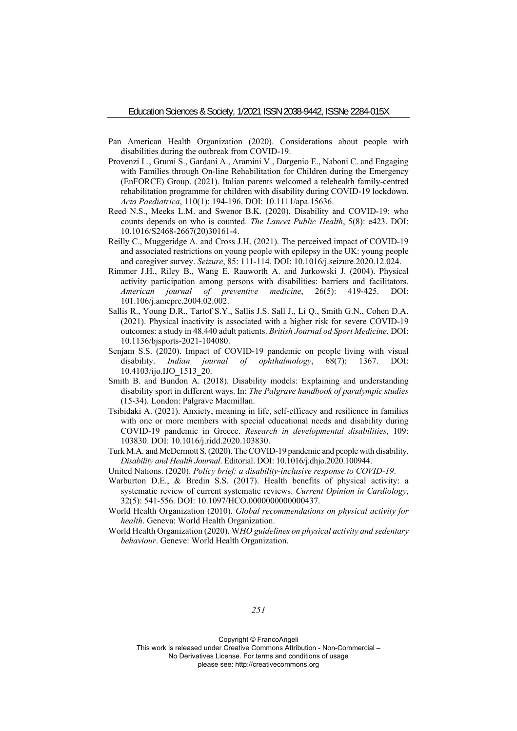Pan American Health Organization (2020). Considerations about people with disabilities during the outbreak from COVID-19.

Provenzi L., Grumi S., Gardani A., Aramini V., Dargenio E., Naboni C. and Engaging with Families through On-line Rehabilitation for Children during the Emergency (EnFORCE) Group. (2021). Italian parents welcomed a telehealth family-centred rehabilitation programme for children with disability during COVID-19 lockdown. *Acta Paediatrica*, 110(1): 194-196. DOI: 10.1111/apa.15636.

Reed N.S., Meeks L.M. and Swenor B.K. (2020). Disability and COVID-19: who counts depends on who is counted. *The Lancet Public Health*, 5(8): e423. DOI: 10.1016/S2468-2667(20)30161-4.

Reilly C., Muggeridge A. and Cross J.H. (2021). The perceived impact of COVID-19 and associated restrictions on young people with epilepsy in the UK: young people and caregiver survey. *Seizure*, 85: 111-114. DOI: 10.1016/j.seizure.2020.12.024.

Rimmer J.H., Riley B., Wang E. Rauworth A. and Jurkowski J. (2004). Physical activity participation among persons with disabilities: barriers and facilitators. *American journal of preventive medicine*, 26(5): 419-425. DOI: 101.106/j.amepre.2004.02.002.

Sallis R., Young D.R., Tartof S.Y., Sallis J.S. Sall J., Li Q., Smith G.N., Cohen D.A. (2021). Physical inactivity is associated with a higher risk for severe COVID-19 outcomes: a study in 48.440 adult patients. *British Journal od Sport Medicine*. DOI: 10.1136/bjsports-2021-104080.

Senjam S.S. (2020). Impact of COVID-19 pandemic on people living with visual disability. *Indian journal of ophthalmology*, 68(7): 1367. DOI: 10.4103/ijo.IJO_1513_20.

Smith B. and Bundon A. (2018). Disability models: Explaining and understanding disability sport in different ways. In: *The Palgrave handbook of paralympic studies* (15-34). London: Palgrave Macmillan.

Tsibidaki A. (2021). Anxiety, meaning in life, self-efficacy and resilience in families with one or more members with special educational needs and disability during COVID-19 pandemic in Greece. *Research in developmental disabilities*, 109: 103830. DOI: 10.1016/j.ridd.2020.103830.

Turk M.A. and McDermott S. (2020). The COVID-19 pandemic and people with disability. *Disability and Health Journal*. Editorial. DOI: 10.1016/j.dhjo.2020.100944.

United Nations. (2020). *Policy brief: a disability-inclusive response to COVID-19*.

Warburton D.E., & Bredin S.S. (2017). Health benefits of physical activity: a systematic review of current systematic reviews. *Current Opinion in Cardiology*, 32(5): 541-556. DOI: 10.1097/HCO.0000000000000437.

World Health Organization (2010). *Global recommendations on physical activity for health*. Geneva: World Health Organization.

World Health Organization (2020). W*HO guidelines on physical activity and sedentary behaviour*. Geneve: World Health Organization.